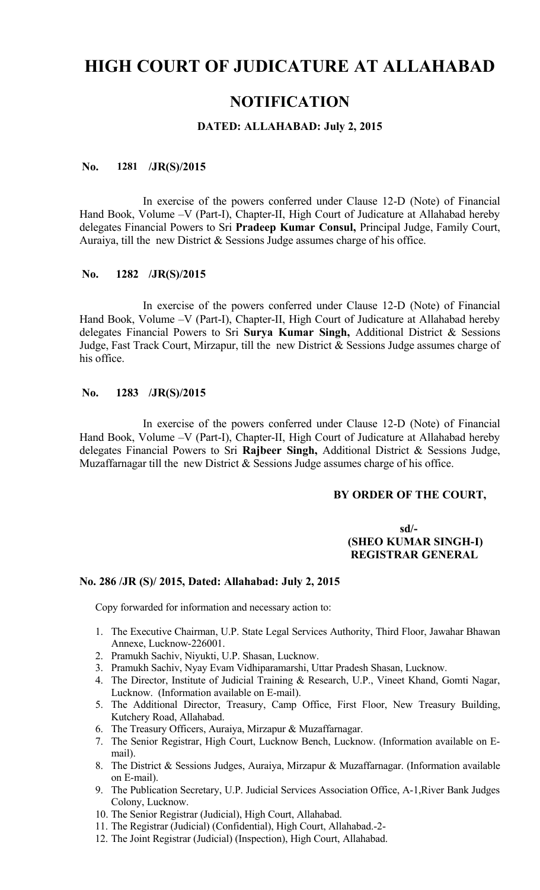# HIGH COURT OF JUDICATURE AT ALLAHABAD

## NOTIFICATION

### DATED: ALLAHABAD: July 2, 2015

**No. 1281 /JR(S)/2015**

In exercise of the powers conferred under Clause 12-D (Note) of Financial Hand Book, Volume –V (Part-I), Chapter-II, High Court of Judicature at Allahabad hereby delegates Financial Powers to Sri **Pradeep Kumar Consul,** Principal Judge, Family Court, Auraiya, till the new District & Sessions Judge assumes charge of his office.

**No. 1282 /JR(S)/2015**

In exercise of the powers conferred under Clause 12-D (Note) of Financial Hand Book, Volume –V (Part-I), Chapter-II, High Court of Judicature at Allahabad hereby delegates Financial Powers to Sri **Surya Kumar Singh,** Additional District & Sessions Judge, Fast Track Court, Mirzapur, till the new District & Sessions Judge assumes charge of his office.

**No. 1283 /JR(S)/2015**

In exercise of the powers conferred under Clause 12-D (Note) of Financial Hand Book, Volume –V (Part-I), Chapter-II, High Court of Judicature at Allahabad hereby delegates Financial Powers to Sri **Rajbeer Singh,** Additional District & Sessions Judge, Muzaffarnagar till the new District & Sessions Judge assumes charge of his office.

**BY ORDER OF THE COURT,**

**sd/-**
**(SHEO KUMAR SINGH-I)**
**REGISTRAR GENERAL**

**No. 286 /JR (S)/ 2015, Dated: Allahabad: July 2, 2015**

Copy forwarded for information and necessary action to:

1. The Executive Chairman, U.P. State Legal Services Authority, Third Floor, Jawahar Bhawan Annexe, Lucknow-226001.
2. Pramukh Sachiv, Niyukti, U.P. Shasan, Lucknow.
3. Pramukh Sachiv, Nyay Evam Vidhiparamarshi, Uttar Pradesh Shasan, Lucknow.
4. The Director, Institute of Judicial Training & Research, U.P., Vineet Khand, Gomti Nagar, Lucknow. (Information available on E-mail).
5. The Additional Director, Treasury, Camp Office, First Floor, New Treasury Building, Kutchery Road, Allahabad.
6. The Treasury Officers, Auraiya, Mirzapur & Muzaffarnagar.
7. The Senior Registrar, High Court, Lucknow Bench, Lucknow. (Information available on E-mail).
8. The District & Sessions Judges, Auraiya, Mirzapur & Muzaffarnagar. (Information available on E-mail).
9. The Publication Secretary, U.P. Judicial Services Association Office, A-1,River Bank Judges Colony, Lucknow.
10. The Senior Registrar (Judicial), High Court, Allahabad.
11. The Registrar (Judicial) (Confidential), High Court, Allahabad.-2-
12. The Joint Registrar (Judicial) (Inspection), High Court, Allahabad.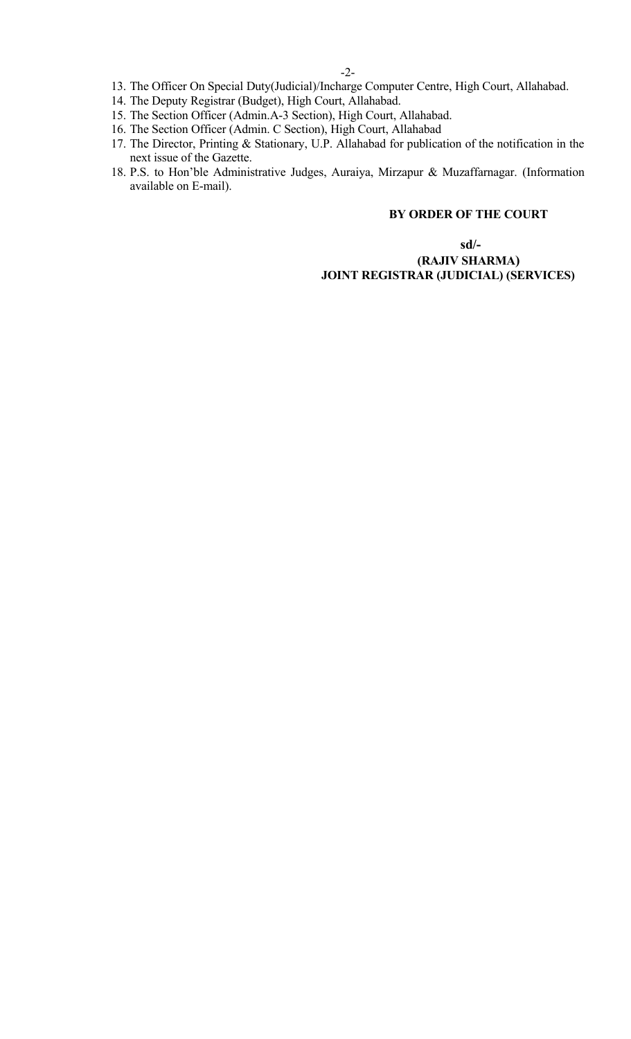13. The Officer On Special Duty(Judicial)/Incharge Computer Centre, High Court, Allahabad.
14. The Deputy Registrar (Budget), High Court, Allahabad.
15. The Section Officer (Admin.A-3 Section), High Court, Allahabad.
16. The Section Officer (Admin. C Section), High Court, Allahabad
17. The Director, Printing & Stationary, U.P. Allahabad for publication of the notification in the next issue of the Gazette.
18. P.S. to Hon'ble Administrative Judges, Auraiya, Mirzapur & Muzaffarnagar. (Information available on E-mail).

**BY ORDER OF THE COURT**

**sd/-**
**(RAJIV SHARMA)**
**JOINT REGISTRAR (JUDICIAL) (SERVICES)**